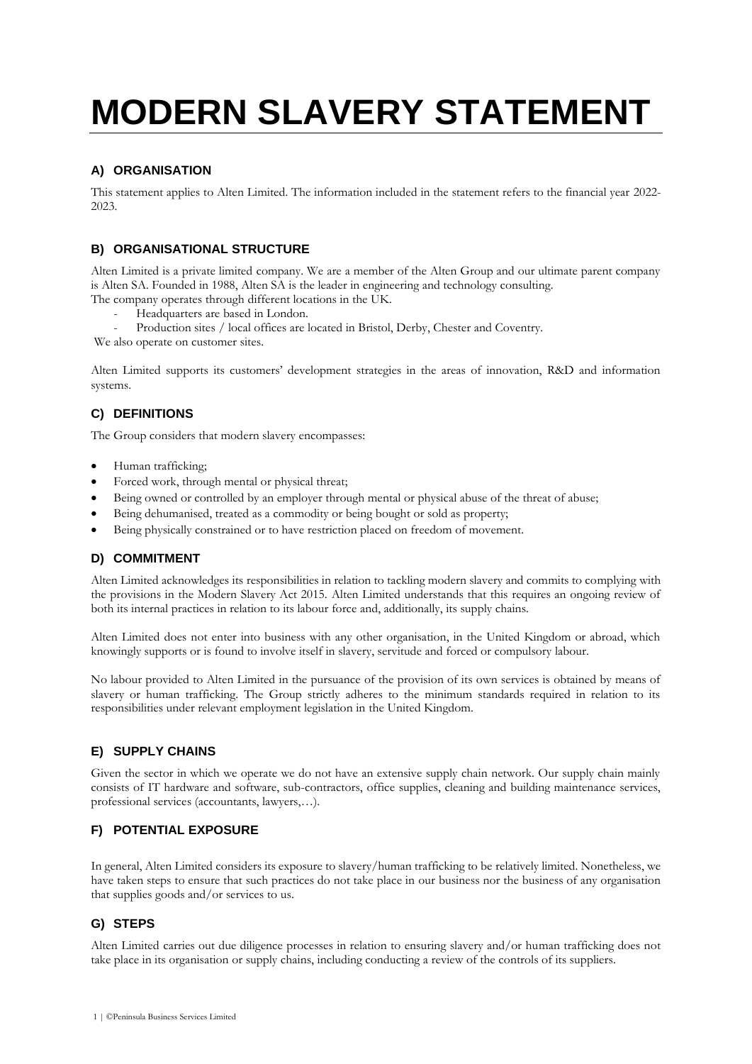# MODERN SLAVERY STATEMENT

## A) ORGANISATION

This statement applies to Alten Limited. The information included in the statement refers to the financial year 2022-2023.

## B) ORGANISATIONAL STRUCTURE

Alten Limited is a private limited company. We are a member of the Alten Group and our ultimate parent company is Alten SA. Founded in 1988, Alten SA is the leader in engineering and technology consulting.
The company operates through different locations in the UK.

- Headquarters are based in London.
- Production sites / local offices are located in Bristol, Derby, Chester and Coventry.

We also operate on customer sites.

Alten Limited supports its customers' development strategies in the areas of innovation, R&D and information systems.

## C) DEFINITIONS

The Group considers that modern slavery encompasses:

- Human trafficking;
- Forced work, through mental or physical threat;
- Being owned or controlled by an employer through mental or physical abuse of the threat of abuse;
- Being dehumanised, treated as a commodity or being bought or sold as property;
- Being physically constrained or to have restriction placed on freedom of movement.

## D) COMMITMENT

Alten Limited acknowledges its responsibilities in relation to tackling modern slavery and commits to complying with the provisions in the Modern Slavery Act 2015. Alten Limited understands that this requires an ongoing review of both its internal practices in relation to its labour force and, additionally, its supply chains.

Alten Limited does not enter into business with any other organisation, in the United Kingdom or abroad, which knowingly supports or is found to involve itself in slavery, servitude and forced or compulsory labour.

No labour provided to Alten Limited in the pursuance of the provision of its own services is obtained by means of slavery or human trafficking. The Group strictly adheres to the minimum standards required in relation to its responsibilities under relevant employment legislation in the United Kingdom.

## E) SUPPLY CHAINS

Given the sector in which we operate we do not have an extensive supply chain network. Our supply chain mainly consists of IT hardware and software, sub-contractors, office supplies, cleaning and building maintenance services, professional services (accountants, lawyers,…).

## F) POTENTIAL EXPOSURE

In general, Alten Limited considers its exposure to slavery/human trafficking to be relatively limited. Nonetheless, we have taken steps to ensure that such practices do not take place in our business nor the business of any organisation that supplies goods and/or services to us.

## G) STEPS

Alten Limited carries out due diligence processes in relation to ensuring slavery and/or human trafficking does not take place in its organisation or supply chains, including conducting a review of the controls of its suppliers.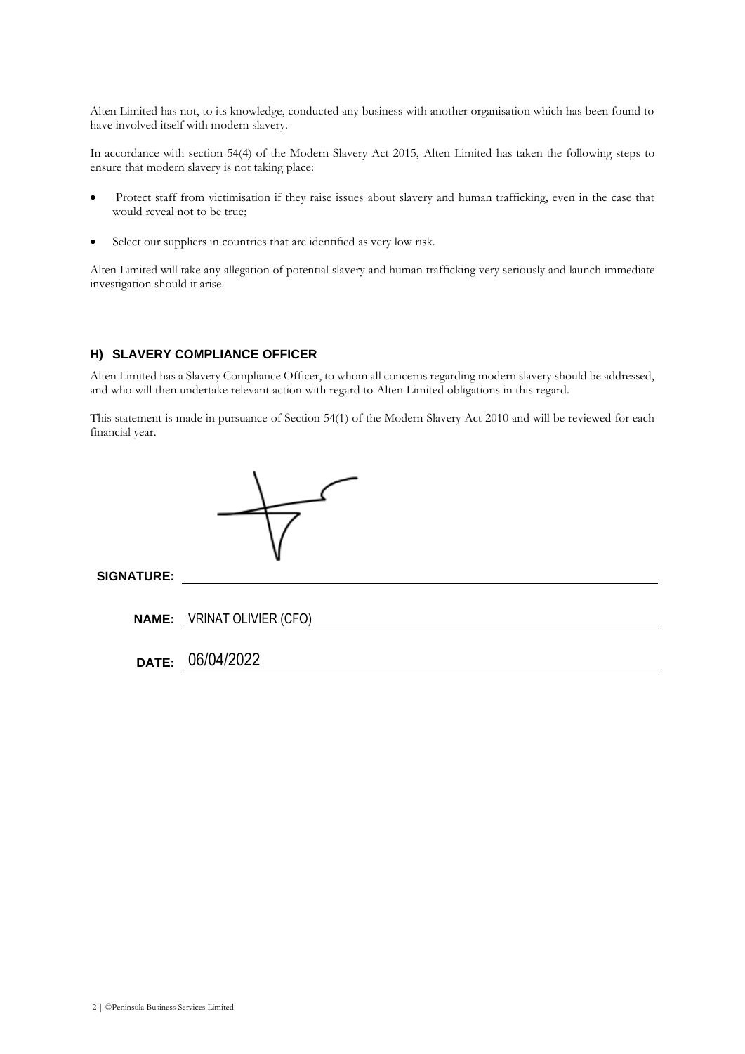Alten Limited has not, to its knowledge, conducted any business with another organisation which has been found to have involved itself with modern slavery.

In accordance with section 54(4) of the Modern Slavery Act 2015, Alten Limited has taken the following steps to ensure that modern slavery is not taking place:

- Protect staff from victimisation if they raise issues about slavery and human trafficking, even in the case that would reveal not to be true;
- Select our suppliers in countries that are identified as very low risk.

Alten Limited will take any allegation of potential slavery and human trafficking very seriously and launch immediate investigation should it arise.

### H) SLAVERY COMPLIANCE OFFICER

Alten Limited has a Slavery Compliance Officer, to whom all concerns regarding modern slavery should be addressed, and who will then undertake relevant action with regard to Alten Limited obligations in this regard.

This statement is made in pursuance of Section 54(1) of the Modern Slavery Act 2010 and will be reviewed for each financial year.

**SIGNATURE:**

**NAME:** VRINAT OLIVIER (CFO)

**DATE:** 06/04/2022

2 | ©Peninsula Business Services Limited